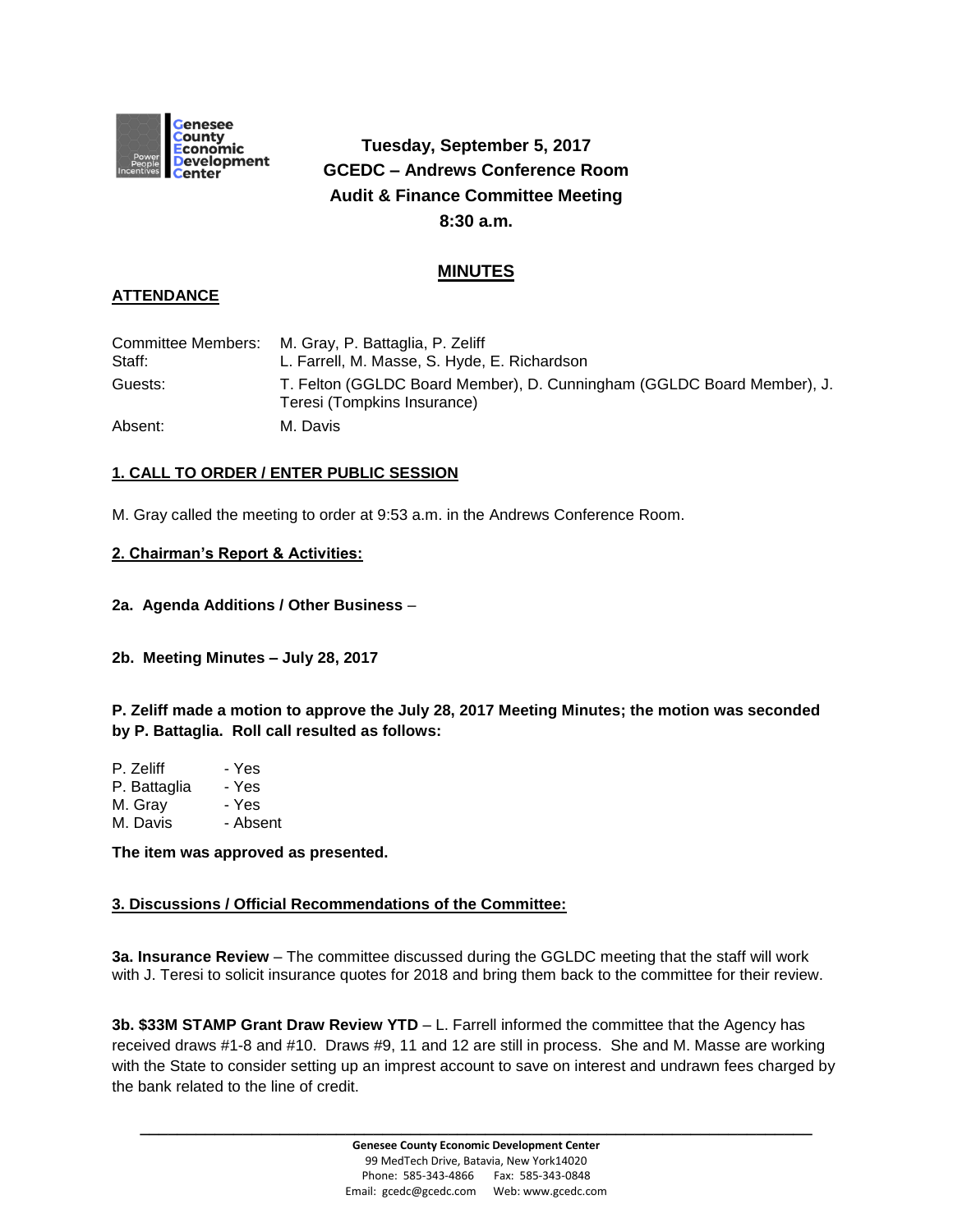**Tuesday, September 5, 2017**
**GCEDC – Andrews Conference Room**
**Audit & Finance Committee Meeting**
**8:30 a.m.**

## MINUTES

### ATTENDANCE

| | |
|---|---|
| Committee Members: | M. Gray, P. Battaglia, P. Zeliff |
| Staff: | L. Farrell, M. Masse, S. Hyde, E. Richardson |
| Guests: | T. Felton (GGLDC Board Member), D. Cunningham (GGLDC Board Member), J. Teresi (Tompkins Insurance) |
| Absent: | M. Davis |

### 1. CALL TO ORDER / ENTER PUBLIC SESSION

M. Gray called the meeting to order at 9:53 a.m. in the Andrews Conference Room.

### 2. Chairman's Report & Activities:

**2a. Agenda Additions / Other Business** –

**2b. Meeting Minutes – July 28, 2017**

**P. Zeliff made a motion to approve the July 28, 2017 Meeting Minutes; the motion was seconded by P. Battaglia. Roll call resulted as follows:**

P. Zeliff - Yes
P. Battaglia - Yes
M. Gray - Yes
M. Davis - Absent

**The item was approved as presented.**

### 3. Discussions / Official Recommendations of the Committee:

**3a. Insurance Review** – The committee discussed during the GGLDC meeting that the staff will work with J. Teresi to solicit insurance quotes for 2018 and bring them back to the committee for their review.

**3b. $33M STAMP Grant Draw Review YTD** – L. Farrell informed the committee that the Agency has received draws #1-8 and #10. Draws #9, 11 and 12 are still in process. She and M. Masse are working with the State to consider setting up an imprest account to save on interest and undrawn fees charged by the bank related to the line of credit.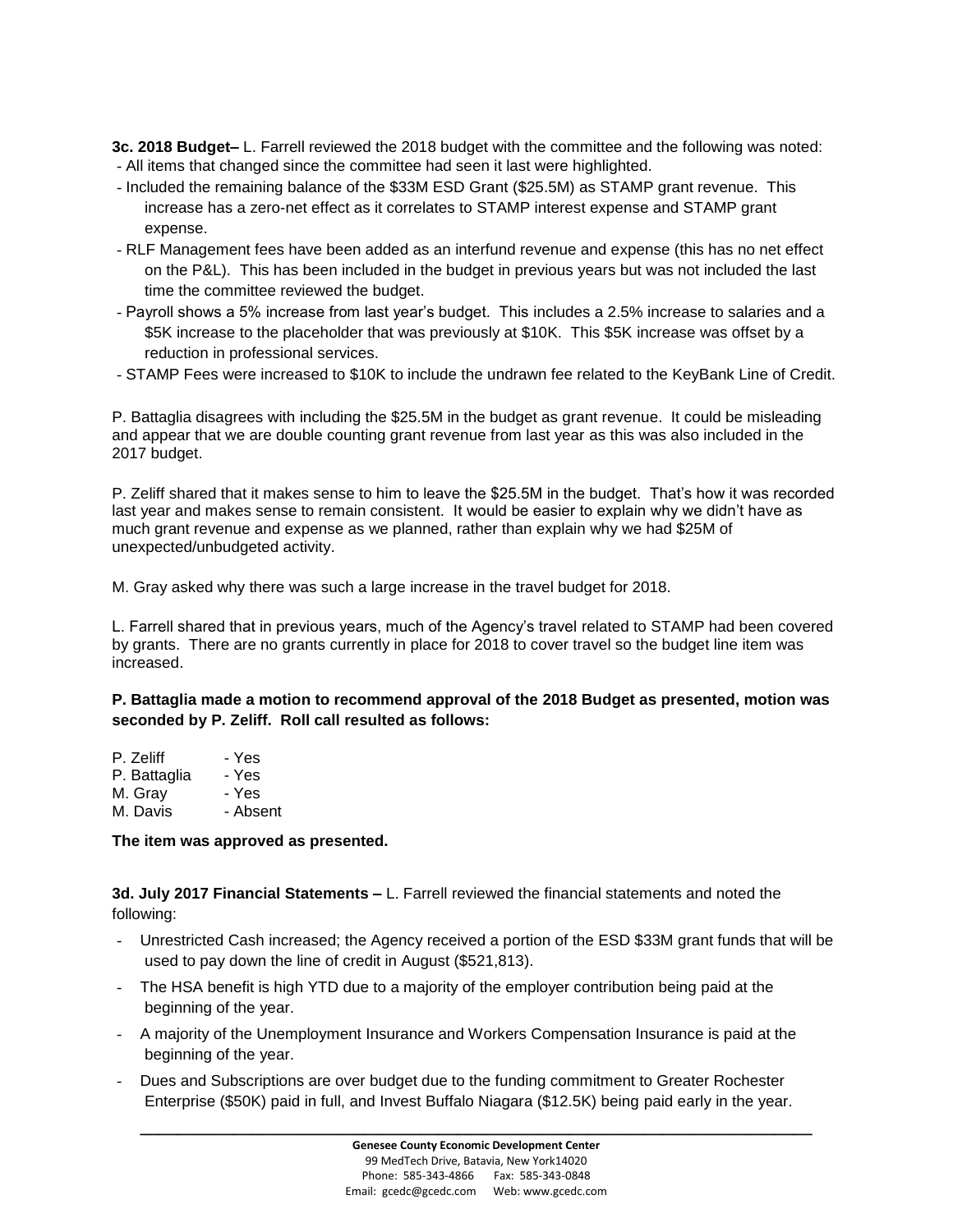**3c. 2018 Budget–** L. Farrell reviewed the 2018 budget with the committee and the following was noted:

- All items that changed since the committee had seen it last were highlighted.
- Included the remaining balance of the $33M ESD Grant ($25.5M) as STAMP grant revenue. This increase has a zero-net effect as it correlates to STAMP interest expense and STAMP grant expense.
- RLF Management fees have been added as an interfund revenue and expense (this has no net effect on the P&L). This has been included in the budget in previous years but was not included the last time the committee reviewed the budget.
- Payroll shows a 5% increase from last year's budget. This includes a 2.5% increase to salaries and a $5K increase to the placeholder that was previously at $10K. This $5K increase was offset by a reduction in professional services.
- STAMP Fees were increased to $10K to include the undrawn fee related to the KeyBank Line of Credit.

P. Battaglia disagrees with including the $25.5M in the budget as grant revenue. It could be misleading and appear that we are double counting grant revenue from last year as this was also included in the 2017 budget.

P. Zeliff shared that it makes sense to him to leave the $25.5M in the budget. That's how it was recorded last year and makes sense to remain consistent. It would be easier to explain why we didn't have as much grant revenue and expense as we planned, rather than explain why we had $25M of unexpected/unbudgeted activity.

M. Gray asked why there was such a large increase in the travel budget for 2018.

L. Farrell shared that in previous years, much of the Agency's travel related to STAMP had been covered by grants. There are no grants currently in place for 2018 to cover travel so the budget line item was increased.

**P. Battaglia made a motion to recommend approval of the 2018 Budget as presented, motion was seconded by P. Zeliff. Roll call resulted as follows:**

P. Zeliff - Yes
P. Battaglia - Yes
M. Gray - Yes
M. Davis - Absent

**The item was approved as presented.**

**3d. July 2017 Financial Statements –** L. Farrell reviewed the financial statements and noted the following:

- Unrestricted Cash increased; the Agency received a portion of the ESD $33M grant funds that will be used to pay down the line of credit in August ($521,813).
- The HSA benefit is high YTD due to a majority of the employer contribution being paid at the beginning of the year.
- A majority of the Unemployment Insurance and Workers Compensation Insurance is paid at the beginning of the year.
- Dues and Subscriptions are over budget due to the funding commitment to Greater Rochester Enterprise ($50K) paid in full, and Invest Buffalo Niagara ($12.5K) being paid early in the year.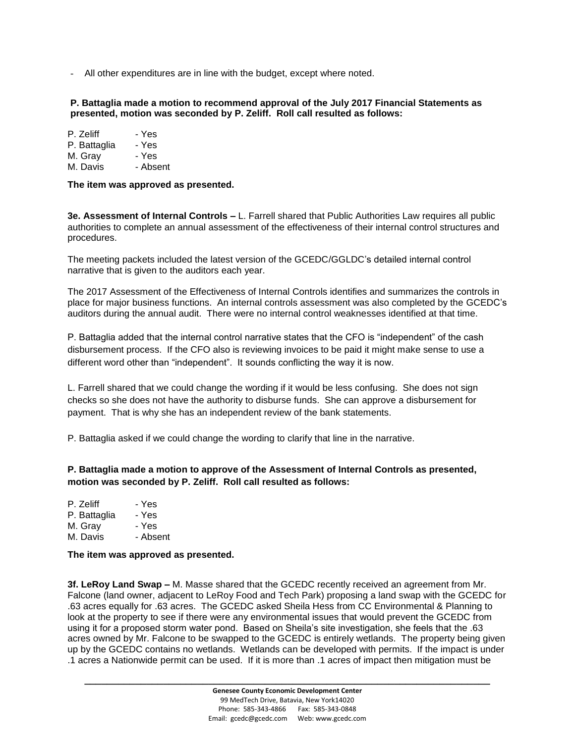- All other expenditures are in line with the budget, except where noted.

**P. Battaglia made a motion to recommend approval of the July 2017 Financial Statements as presented, motion was seconded by P. Zeliff. Roll call resulted as follows:**

P. Zeliff - Yes
P. Battaglia - Yes
M. Gray - Yes
M. Davis - Absent

**The item was approved as presented.**

**3e. Assessment of Internal Controls –** L. Farrell shared that Public Authorities Law requires all public authorities to complete an annual assessment of the effectiveness of their internal control structures and procedures.

The meeting packets included the latest version of the GCEDC/GGLDC's detailed internal control narrative that is given to the auditors each year.

The 2017 Assessment of the Effectiveness of Internal Controls identifies and summarizes the controls in place for major business functions. An internal controls assessment was also completed by the GCEDC's auditors during the annual audit. There were no internal control weaknesses identified at that time.

P. Battaglia added that the internal control narrative states that the CFO is "independent" of the cash disbursement process. If the CFO also is reviewing invoices to be paid it might make sense to use a different word other than "independent". It sounds conflicting the way it is now.

L. Farrell shared that we could change the wording if it would be less confusing. She does not sign checks so she does not have the authority to disburse funds. She can approve a disbursement for payment. That is why she has an independent review of the bank statements.

P. Battaglia asked if we could change the wording to clarify that line in the narrative.

**P. Battaglia made a motion to approve of the Assessment of Internal Controls as presented, motion was seconded by P. Zeliff. Roll call resulted as follows:**

P. Zeliff - Yes
P. Battaglia - Yes
M. Gray - Yes
M. Davis - Absent

**The item was approved as presented.**

**3f. LeRoy Land Swap –** M. Masse shared that the GCEDC recently received an agreement from Mr. Falcone (land owner, adjacent to LeRoy Food and Tech Park) proposing a land swap with the GCEDC for .63 acres equally for .63 acres. The GCEDC asked Sheila Hess from CC Environmental & Planning to look at the property to see if there were any environmental issues that would prevent the GCEDC from using it for a proposed storm water pond. Based on Sheila's site investigation, she feels that the .63 acres owned by Mr. Falcone to be swapped to the GCEDC is entirely wetlands. The property being given up by the GCEDC contains no wetlands. Wetlands can be developed with permits. If the impact is under .1 acres a Nationwide permit can be used. If it is more than .1 acres of impact then mitigation must be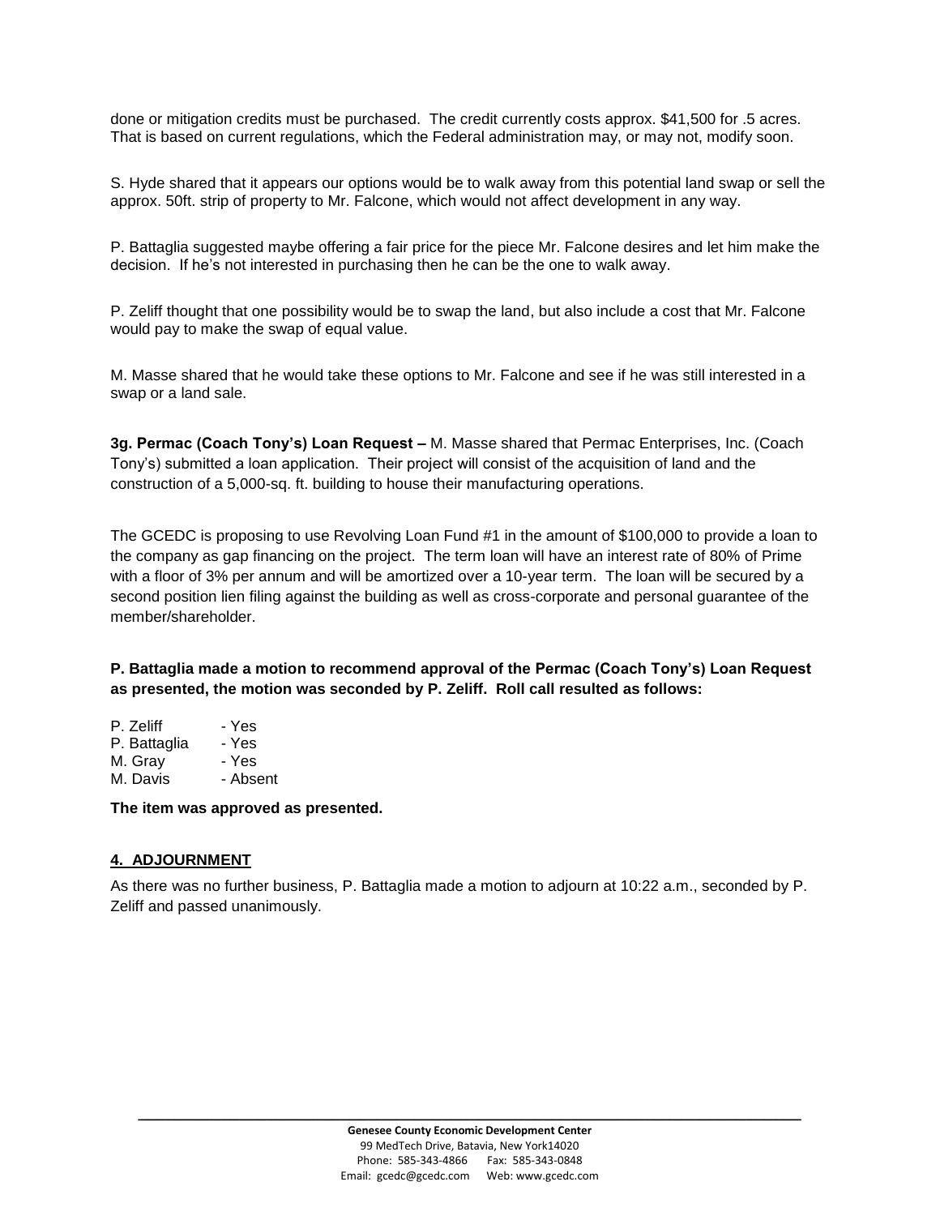done or mitigation credits must be purchased. The credit currently costs approx. $41,500 for .5 acres. That is based on current regulations, which the Federal administration may, or may not, modify soon.

S. Hyde shared that it appears our options would be to walk away from this potential land swap or sell the approx. 50ft. strip of property to Mr. Falcone, which would not affect development in any way.

P. Battaglia suggested maybe offering a fair price for the piece Mr. Falcone desires and let him make the decision. If he's not interested in purchasing then he can be the one to walk away.

P. Zeliff thought that one possibility would be to swap the land, but also include a cost that Mr. Falcone would pay to make the swap of equal value.

M. Masse shared that he would take these options to Mr. Falcone and see if he was still interested in a swap or a land sale.

**3g. Permac (Coach Tony's) Loan Request –** M. Masse shared that Permac Enterprises, Inc. (Coach Tony's) submitted a loan application. Their project will consist of the acquisition of land and the construction of a 5,000-sq. ft. building to house their manufacturing operations.

The GCEDC is proposing to use Revolving Loan Fund #1 in the amount of $100,000 to provide a loan to the company as gap financing on the project. The term loan will have an interest rate of 80% of Prime with a floor of 3% per annum and will be amortized over a 10-year term. The loan will be secured by a second position lien filing against the building as well as cross-corporate and personal guarantee of the member/shareholder.

**P. Battaglia made a motion to recommend approval of the Permac (Coach Tony's) Loan Request as presented, the motion was seconded by P. Zeliff. Roll call resulted as follows:**

P. Zeliff - Yes
P. Battaglia - Yes
M. Gray - Yes
M. Davis - Absent

**The item was approved as presented.**

## 4. ADJOURNMENT

As there was no further business, P. Battaglia made a motion to adjourn at 10:22 a.m., seconded by P. Zeliff and passed unanimously.